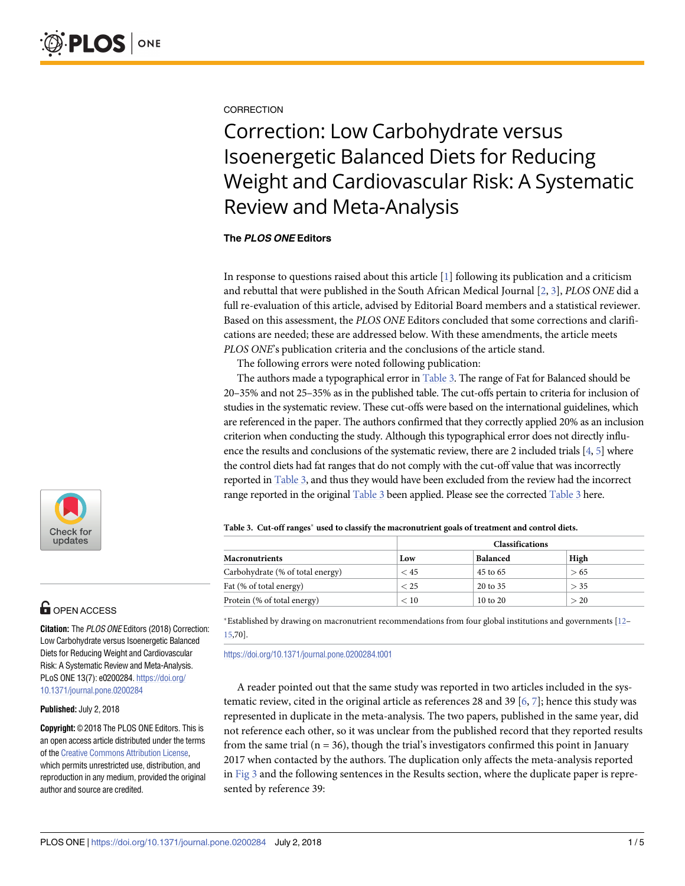CORRECTION

# Correction: Low Carbohydrate versus Isoenergetic Balanced Diets for Reducing Weight and Cardiovascular Risk: A Systematic Review and Meta-Analysis

**The *PLOS ONE* Editors**

In response to questions raised about this article [1] following its publication and a criticism and rebuttal that were published in the South African Medical Journal [2, 3], *PLOS ONE* did a full re-evaluation of this article, advised by Editorial Board members and a statistical reviewer. Based on this assessment, the *PLOS ONE* Editors concluded that some corrections and clarifications are needed; these are addressed below. With these amendments, the article meets *PLOS ONE*'s publication criteria and the conclusions of the article stand.

The following errors were noted following publication:

The authors made a typographical error in Table 3. The range of Fat for Balanced should be 20–35% and not 25–35% as in the published table. The cut-offs pertain to criteria for inclusion of studies in the systematic review. These cut-offs were based on the international guidelines, which are referenced in the paper. The authors confirmed that they correctly applied 20% as an inclusion criterion when conducting the study. Although this typographical error does not directly influence the results and conclusions of the systematic review, there are 2 included trials [4, 5] where the control diets had fat ranges that do not comply with the cut-off value that was incorrectly reported in Table 3, and thus they would have been excluded from the review had the incorrect range reported in the original Table 3 been applied. Please see the corrected Table 3 here.

**Table 3. Cut-off ranges* used to classify the macronutrient goals of treatment and control diets.**

| | Classifications | | |
|---|---|---|---|
| **Macronutrients** | **Low** | **Balanced** | **High** |
| Carbohydrate (% of total energy) | < 45 | 45 to 65 | > 65 |
| Fat (% of total energy) | < 25 | 20 to 35 | > 35 |
| Protein (% of total energy) | < 10 | 10 to 20 | > 20 |

*Established by drawing on macronutrient recommendations from four global institutions and governments [12–15,70].

https://doi.org/10.1371/journal.pone.0200284.t001

A reader pointed out that the same study was reported in two articles included in the systematic review, cited in the original article as references 28 and 39 [6, 7]; hence this study was represented in duplicate in the meta-analysis. The two papers, published in the same year, did not reference each other, so it was unclear from the published record that they reported results from the same trial (n = 36), though the trial's investigators confirmed this point in January 2017 when contacted by the authors. The duplication only affects the meta-analysis reported in Fig 3 and the following sentences in the Results section, where the duplicate paper is represented by reference 39:

OPEN ACCESS

**Citation:** The *PLOS ONE* Editors (2018) Correction: Low Carbohydrate versus Isoenergetic Balanced Diets for Reducing Weight and Cardiovascular Risk: A Systematic Review and Meta-Analysis. PLoS ONE 13(7): e0200284. https://doi.org/10.1371/journal.pone.0200284

**Published:** July 2, 2018

**Copyright:** © 2018 The PLOS ONE Editors. This is an open access article distributed under the terms of the Creative Commons Attribution License, which permits unrestricted use, distribution, and reproduction in any medium, provided the original author and source are credited.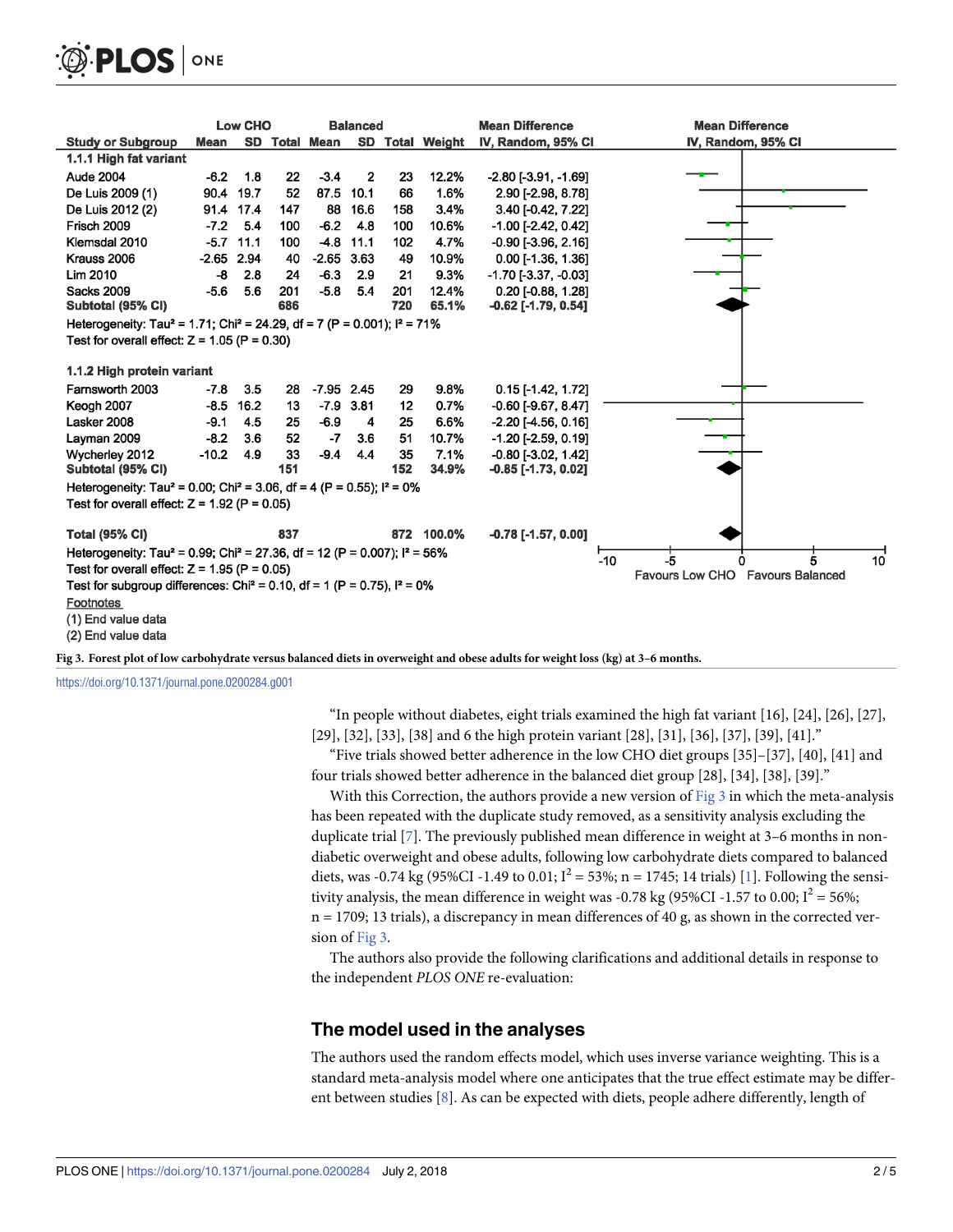| Study or Subgroup | Low CHO Mean | Low CHO SD | Low CHO Total | Balanced Mean | Balanced SD | Balanced Total | Weight | Mean Difference IV, Random, 95% CI |
|---|---|---|---|---|---|---|---|---|
| **1.1.1 High fat variant** | | | | | | | | |
| Aude 2004 | -6.2 | 1.8 | 22 | -3.4 | 2 | 23 | 12.2% | -2.80 [-3.91, -1.69] |
| De Luis 2009 (1) | 90.4 | 19.7 | 52 | 87.5 | 10.1 | 66 | 1.6% | 2.90 [-2.98, 8.78] |
| De Luis 2012 (2) | 91.4 | 17.4 | 147 | 88 | 16.6 | 158 | 3.4% | 3.40 [-0.42, 7.22] |
| Frisch 2009 | -7.2 | 5.4 | 100 | -6.2 | 4.8 | 100 | 10.6% | -1.00 [-2.42, 0.42] |
| Klemsdal 2010 | -5.7 | 11.1 | 100 | -4.8 | 11.1 | 102 | 4.7% | -0.90 [-3.96, 2.16] |
| Krauss 2006 | -2.65 | 2.94 | 40 | -2.65 | 3.63 | 49 | 10.9% | 0.00 [-1.36, 1.36] |
| Lim 2010 | -8 | 2.8 | 24 | -6.3 | 2.9 | 21 | 9.3% | -1.70 [-3.37, -0.03] |
| Sacks 2009 | -5.6 | 5.6 | 201 | -5.8 | 5.4 | 201 | 12.4% | 0.20 [-0.88, 1.28] |
| **Subtotal (95% CI)** | | | **686** | | | **720** | **65.1%** | **-0.62 [-1.79, 0.54]** |
| Heterogeneity: $Tau^2 = 1.71$; $Chi^2 = 24.29$, df = 7 (P = 0.001); $I^2 = 71\%$ | | | | | | | | |
| Test for overall effect: Z = 1.05 (P = 0.30) | | | | | | | | |
| **1.1.2 High protein variant** | | | | | | | | |
| Farnsworth 2003 | -7.8 | 3.5 | 28 | -7.95 | 2.45 | 29 | 9.8% | 0.15 [-1.42, 1.72] |
| Keogh 2007 | -8.5 | 16.2 | 13 | -7.9 | 3.81 | 12 | 0.7% | -0.60 [-9.67, 8.47] |
| Lasker 2008 | -9.1 | 4.5 | 25 | -6.9 | 4 | 25 | 6.6% | -2.20 [-4.56, 0.16] |
| Layman 2009 | -8.2 | 3.6 | 52 | -7 | 3.6 | 51 | 10.7% | -1.20 [-2.59, 0.19] |
| Wycherley 2012 | -10.2 | 4.9 | 33 | -9.4 | 4.4 | 35 | 7.1% | -0.80 [-3.02, 1.42] |
| **Subtotal (95% CI)** | | | **151** | | | **152** | **34.9%** | **-0.85 [-1.73, 0.02]** |
| Heterogeneity: $Tau^2 = 0.00$; $Chi^2 = 3.06$, df = 4 (P = 0.55); $I^2 = 0\%$ | | | | | | | | |
| Test for overall effect: Z = 1.92 (P = 0.05) | | | | | | | | |
| **Total (95% CI)** | | | **837** | | | **872** | **100.0%** | **-0.78 [-1.57, 0.00]** |
| Heterogeneity: $Tau^2 = 0.99$; $Chi^2 = 27.36$, df = 12 (P = 0.007); $I^2 = 56\%$ | | | | | | | | |
| Test for overall effect: Z = 1.95 (P = 0.05) | | | | | | | | |
| Test for subgroup differences: $Chi^2 = 0.10$, df = 1 (P = 0.75), $I^2 = 0\%$ | | | | | | | | |

Favours Low CHO | Favours Balanced

Footnotes
(1) End value data
(2) End value data

**Fig 3. Forest plot of low carbohydrate versus balanced diets in overweight and obese adults for weight loss (kg) at 3–6 months.**

https://doi.org/10.1371/journal.pone.0200284.g001

"In people without diabetes, eight trials examined the high fat variant [16], [24], [26], [27], [29], [32], [33], [38] and 6 the high protein variant [28], [31], [36], [37], [39], [41]."

"Five trials showed better adherence in the low CHO diet groups [35]–[37], [40], [41] and four trials showed better adherence in the balanced diet group [28], [34], [38], [39]."

With this Correction, the authors provide a new version of Fig 3 in which the meta-analysis has been repeated with the duplicate study removed, as a sensitivity analysis excluding the duplicate trial [7]. The previously published mean difference in weight at 3–6 months in non-diabetic overweight and obese adults, following low carbohydrate diets compared to balanced diets, was -0.74 kg (95%CI -1.49 to 0.01; $I^2 = 53\%$; n = 1745; 14 trials) [1]. Following the sensitivity analysis, the mean difference in weight was -0.78 kg (95%CI -1.57 to 0.00; $I^2 = 56\%$; n = 1709; 13 trials), a discrepancy in mean differences of 40 g, as shown in the corrected version of Fig 3.

The authors also provide the following clarifications and additional details in response to the independent *PLOS ONE* re-evaluation:

## The model used in the analyses

The authors used the random effects model, which uses inverse variance weighting. This is a standard meta-analysis model where one anticipates that the true effect estimate may be different between studies [8]. As can be expected with diets, people adhere differently, length of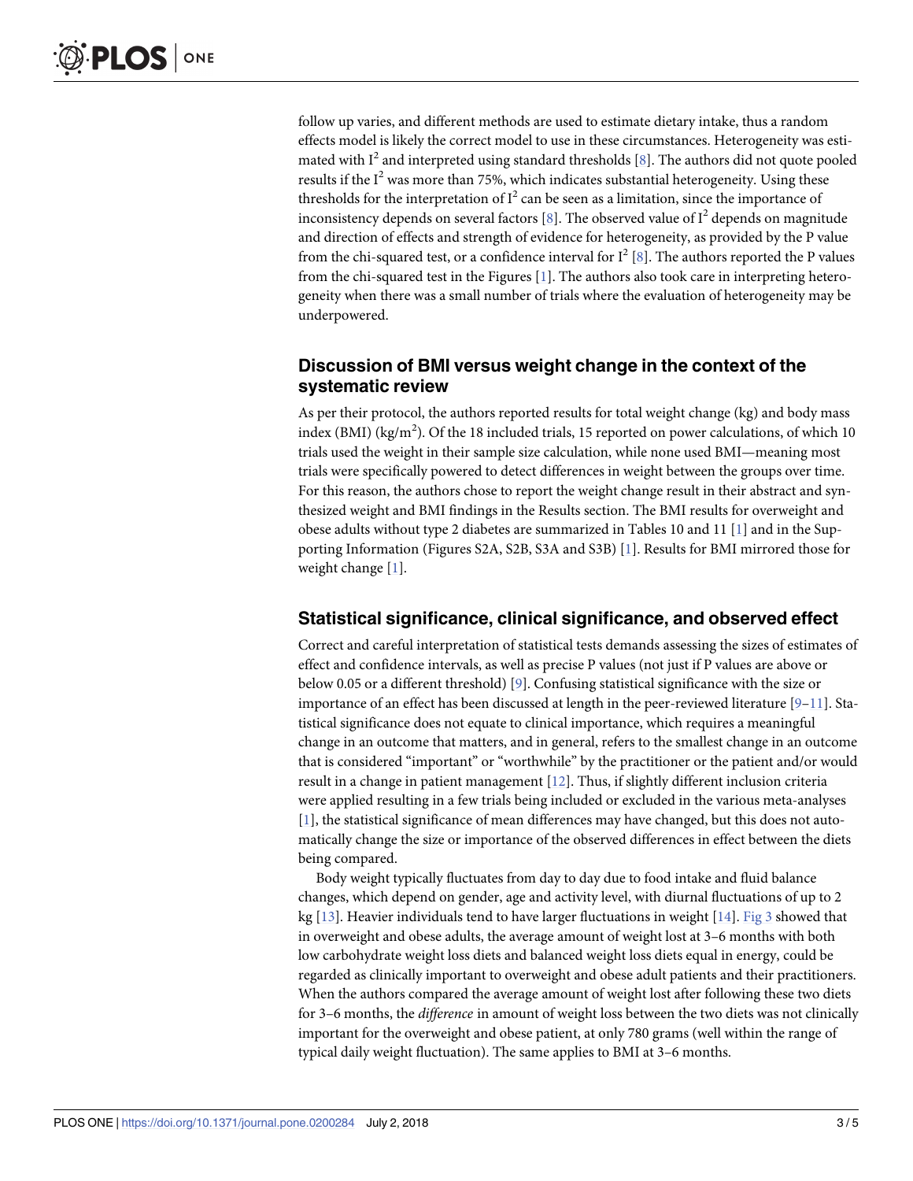follow up varies, and different methods are used to estimate dietary intake, thus a random effects model is likely the correct model to use in these circumstances. Heterogeneity was estimated with $I^2$ and interpreted using standard thresholds [8]. The authors did not quote pooled results if the $I^2$ was more than 75%, which indicates substantial heterogeneity. Using these thresholds for the interpretation of $I^2$ can be seen as a limitation, since the importance of inconsistency depends on several factors [8]. The observed value of $I^2$ depends on magnitude and direction of effects and strength of evidence for heterogeneity, as provided by the P value from the chi-squared test, or a confidence interval for $I^2$ [8]. The authors reported the P values from the chi-squared test in the Figures [1]. The authors also took care in interpreting heterogeneity when there was a small number of trials where the evaluation of heterogeneity may be underpowered.

## Discussion of BMI versus weight change in the context of the systematic review

As per their protocol, the authors reported results for total weight change (kg) and body mass index (BMI) (kg/m$^2$). Of the 18 included trials, 15 reported on power calculations, of which 10 trials used the weight in their sample size calculation, while none used BMI—meaning most trials were specifically powered to detect differences in weight between the groups over time. For this reason, the authors chose to report the weight change result in their abstract and synthesized weight and BMI findings in the Results section. The BMI results for overweight and obese adults without type 2 diabetes are summarized in Tables 10 and 11 [1] and in the Supporting Information (Figures S2A, S2B, S3A and S3B) [1]. Results for BMI mirrored those for weight change [1].

## Statistical significance, clinical significance, and observed effect

Correct and careful interpretation of statistical tests demands assessing the sizes of estimates of effect and confidence intervals, as well as precise P values (not just if P values are above or below 0.05 or a different threshold) [9]. Confusing statistical significance with the size or importance of an effect has been discussed at length in the peer-reviewed literature [9–11]. Statistical significance does not equate to clinical importance, which requires a meaningful change in an outcome that matters, and in general, refers to the smallest change in an outcome that is considered "important" or "worthwhile" by the practitioner or the patient and/or would result in a change in patient management [12]. Thus, if slightly different inclusion criteria were applied resulting in a few trials being included or excluded in the various meta-analyses [1], the statistical significance of mean differences may have changed, but this does not automatically change the size or importance of the observed differences in effect between the diets being compared.

Body weight typically fluctuates from day to day due to food intake and fluid balance changes, which depend on gender, age and activity level, with diurnal fluctuations of up to 2 kg [13]. Heavier individuals tend to have larger fluctuations in weight [14]. Fig 3 showed that in overweight and obese adults, the average amount of weight lost at 3–6 months with both low carbohydrate weight loss diets and balanced weight loss diets equal in energy, could be regarded as clinically important to overweight and obese adult patients and their practitioners. When the authors compared the average amount of weight lost after following these two diets for 3–6 months, the *difference* in amount of weight loss between the two diets was not clinically important for the overweight and obese patient, at only 780 grams (well within the range of typical daily weight fluctuation). The same applies to BMI at 3–6 months.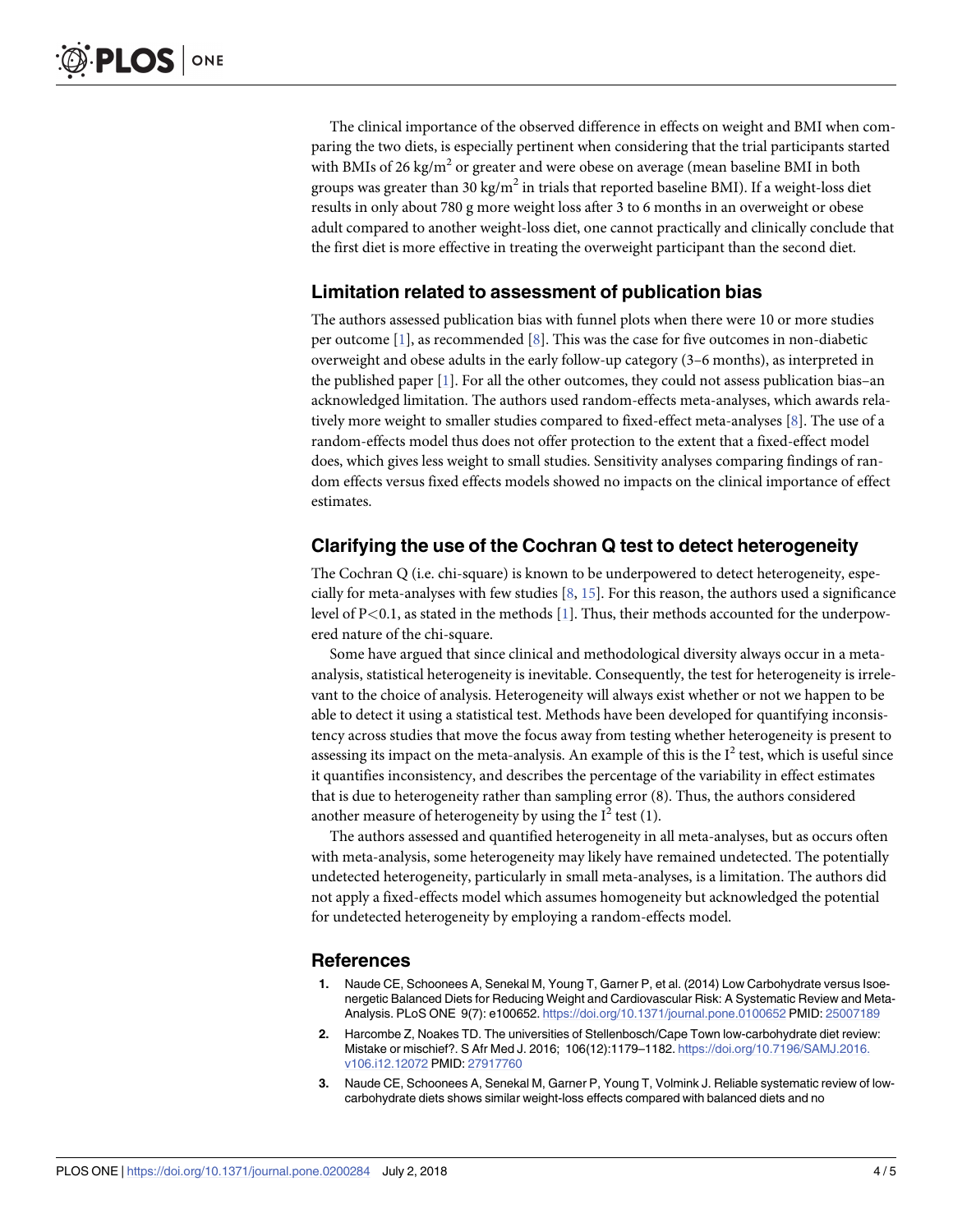The clinical importance of the observed difference in effects on weight and BMI when comparing the two diets, is especially pertinent when considering that the trial participants started with BMIs of 26 kg/m$^2$ or greater and were obese on average (mean baseline BMI in both groups was greater than 30 kg/m$^2$ in trials that reported baseline BMI). If a weight-loss diet results in only about 780 g more weight loss after 3 to 6 months in an overweight or obese adult compared to another weight-loss diet, one cannot practically and clinically conclude that the first diet is more effective in treating the overweight participant than the second diet.

## Limitation related to assessment of publication bias

The authors assessed publication bias with funnel plots when there were 10 or more studies per outcome [1], as recommended [8]. This was the case for five outcomes in non-diabetic overweight and obese adults in the early follow-up category (3–6 months), as interpreted in the published paper [1]. For all the other outcomes, they could not assess publication bias–an acknowledged limitation. The authors used random-effects meta-analyses, which awards relatively more weight to smaller studies compared to fixed-effect meta-analyses [8]. The use of a random-effects model thus does not offer protection to the extent that a fixed-effect model does, which gives less weight to small studies. Sensitivity analyses comparing findings of random effects versus fixed effects models showed no impacts on the clinical importance of effect estimates.

## Clarifying the use of the Cochran Q test to detect heterogeneity

The Cochran Q (i.e. chi-square) is known to be underpowered to detect heterogeneity, especially for meta-analyses with few studies [8, 15]. For this reason, the authors used a significance level of $P<0.1$, as stated in the methods [1]. Thus, their methods accounted for the underpowered nature of the chi-square.

Some have argued that since clinical and methodological diversity always occur in a meta-analysis, statistical heterogeneity is inevitable. Consequently, the test for heterogeneity is irrelevant to the choice of analysis. Heterogeneity will always exist whether or not we happen to be able to detect it using a statistical test. Methods have been developed for quantifying inconsistency across studies that move the focus away from testing whether heterogeneity is present to assessing its impact on the meta-analysis. An example of this is the $I^2$ test, which is useful since it quantifies inconsistency, and describes the percentage of the variability in effect estimates that is due to heterogeneity rather than sampling error (8). Thus, the authors considered another measure of heterogeneity by using the $I^2$ test (1).

The authors assessed and quantified heterogeneity in all meta-analyses, but as occurs often with meta-analysis, some heterogeneity may likely have remained undetected. The potentially undetected heterogeneity, particularly in small meta-analyses, is a limitation. The authors did not apply a fixed-effects model which assumes homogeneity but acknowledged the potential for undetected heterogeneity by employing a random-effects model.

## References

1. Naude CE, Schoonees A, Senekal M, Young T, Garner P, et al. (2014) Low Carbohydrate versus Isoenergetic Balanced Diets for Reducing Weight and Cardiovascular Risk: A Systematic Review and Meta-Analysis. PLoS ONE 9(7): e100652. https://doi.org/10.1371/journal.pone.0100652 PMID: 25007189
2. Harcombe Z, Noakes TD. The universities of Stellenbosch/Cape Town low-carbohydrate diet review: Mistake or mischief?. S Afr Med J. 2016; 106(12):1179–1182. https://doi.org/10.7196/SAMJ.2016.v106.i12.12072 PMID: 27917760
3. Naude CE, Schoonees A, Senekal M, Garner P, Young T, Volmink J. Reliable systematic review of low-carbohydrate diets shows similar weight-loss effects compared with balanced diets and no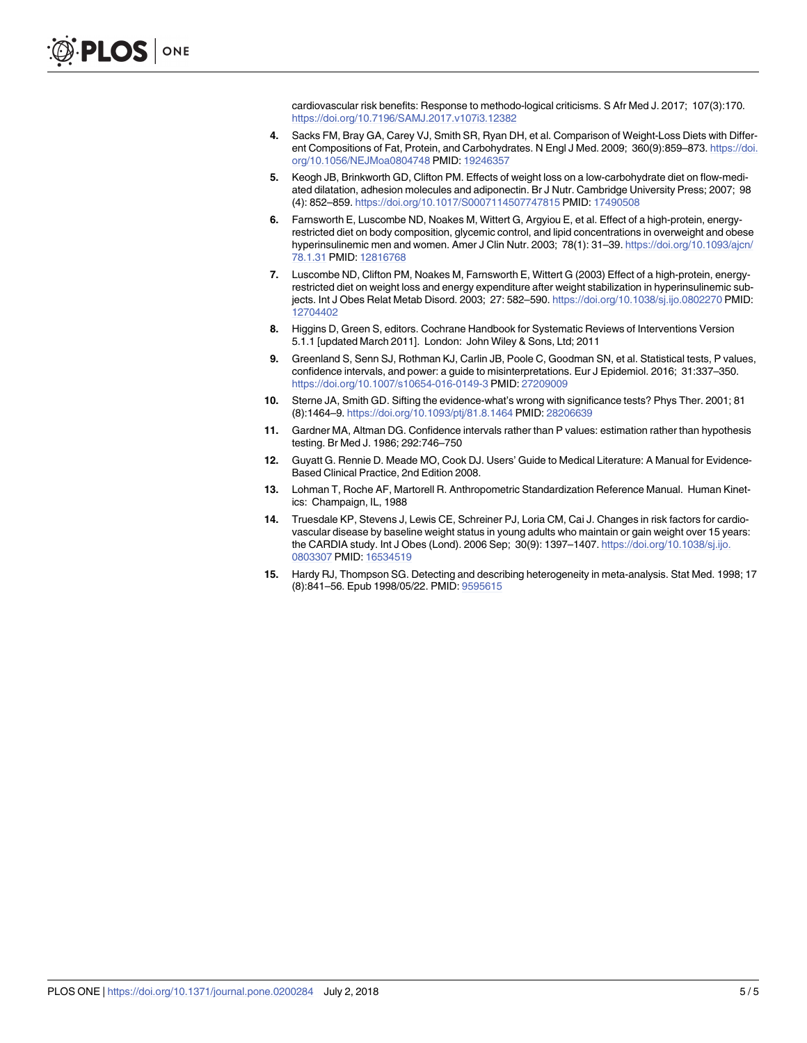cardiovascular risk benefits: Response to methodo-logical criticisms. S Afr Med J. 2017; 107(3):170. https://doi.org/10.7196/SAMJ.2017.v107i3.12382

4. Sacks FM, Bray GA, Carey VJ, Smith SR, Ryan DH, et al. Comparison of Weight-Loss Diets with Different Compositions of Fat, Protein, and Carbohydrates. N Engl J Med. 2009; 360(9):859–873. https://doi.org/10.1056/NEJMoa0804748 PMID: 19246357
5. Keogh JB, Brinkworth GD, Clifton PM. Effects of weight loss on a low-carbohydrate diet on flow-mediated dilatation, adhesion molecules and adiponectin. Br J Nutr. Cambridge University Press; 2007; 98 (4): 852–859. https://doi.org/10.1017/S0007114507747815 PMID: 17490508
6. Farnsworth E, Luscombe ND, Noakes M, Wittert G, Argyiou E, et al. Effect of a high-protein, energy-restricted diet on body composition, glycemic control, and lipid concentrations in overweight and obese hyperinsulinemic men and women. Amer J Clin Nutr. 2003; 78(1): 31–39. https://doi.org/10.1093/ajcn/78.1.31 PMID: 12816768
7. Luscombe ND, Clifton PM, Noakes M, Farnsworth E, Wittert G (2003) Effect of a high-protein, energy-restricted diet on weight loss and energy expenditure after weight stabilization in hyperinsulinemic subjects. Int J Obes Relat Metab Disord. 2003; 27: 582–590. https://doi.org/10.1038/sj.ijo.0802270 PMID: 12704402
8. Higgins D, Green S, editors. Cochrane Handbook for Systematic Reviews of Interventions Version 5.1.1 [updated March 2011]. London: John Wiley & Sons, Ltd; 2011
9. Greenland S, Senn SJ, Rothman KJ, Carlin JB, Poole C, Goodman SN, et al. Statistical tests, P values, confidence intervals, and power: a guide to misinterpretations. Eur J Epidemiol. 2016; 31:337–350. https://doi.org/10.1007/s10654-016-0149-3 PMID: 27209009
10. Sterne JA, Smith GD. Sifting the evidence-what's wrong with significance tests? Phys Ther. 2001; 81 (8):1464–9. https://doi.org/10.1093/ptj/81.8.1464 PMID: 28206639
11. Gardner MA, Altman DG. Confidence intervals rather than P values: estimation rather than hypothesis testing. Br Med J. 1986; 292:746–750
12. Guyatt G. Rennie D. Meade MO, Cook DJ. Users' Guide to Medical Literature: A Manual for Evidence-Based Clinical Practice, 2nd Edition 2008.
13. Lohman T, Roche AF, Martorell R. Anthropometric Standardization Reference Manual. Human Kinetics: Champaign, IL, 1988
14. Truesdale KP, Stevens J, Lewis CE, Schreiner PJ, Loria CM, Cai J. Changes in risk factors for cardiovascular disease by baseline weight status in young adults who maintain or gain weight over 15 years: the CARDIA study. Int J Obes (Lond). 2006 Sep; 30(9): 1397–1407. https://doi.org/10.1038/sj.ijo.0803307 PMID: 16534519
15. Hardy RJ, Thompson SG. Detecting and describing heterogeneity in meta-analysis. Stat Med. 1998; 17 (8):841–56. Epub 1998/05/22. PMID: 9595615